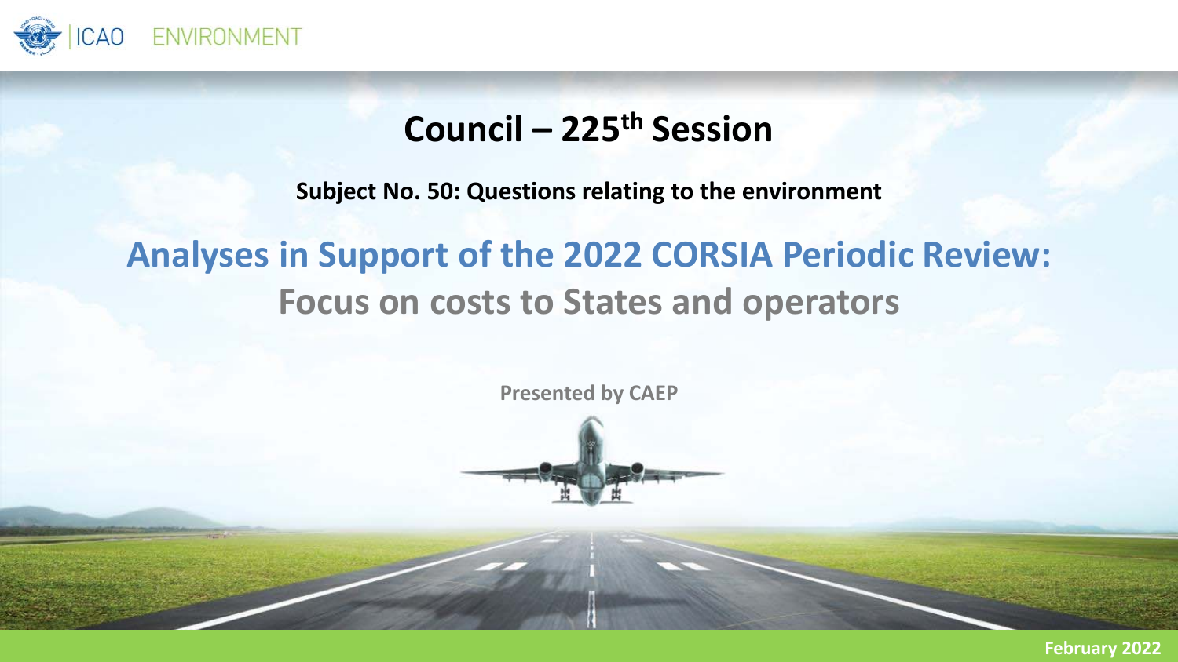ICAO ENVIRONMENT

# Council – 225th Session

**Subject No. 50: Questions relating to the environment**

## Analyses in Support of the 2022 CORSIA Periodic Review:

## Focus on costs to States and operators

**Presented by CAEP**

**February 2022**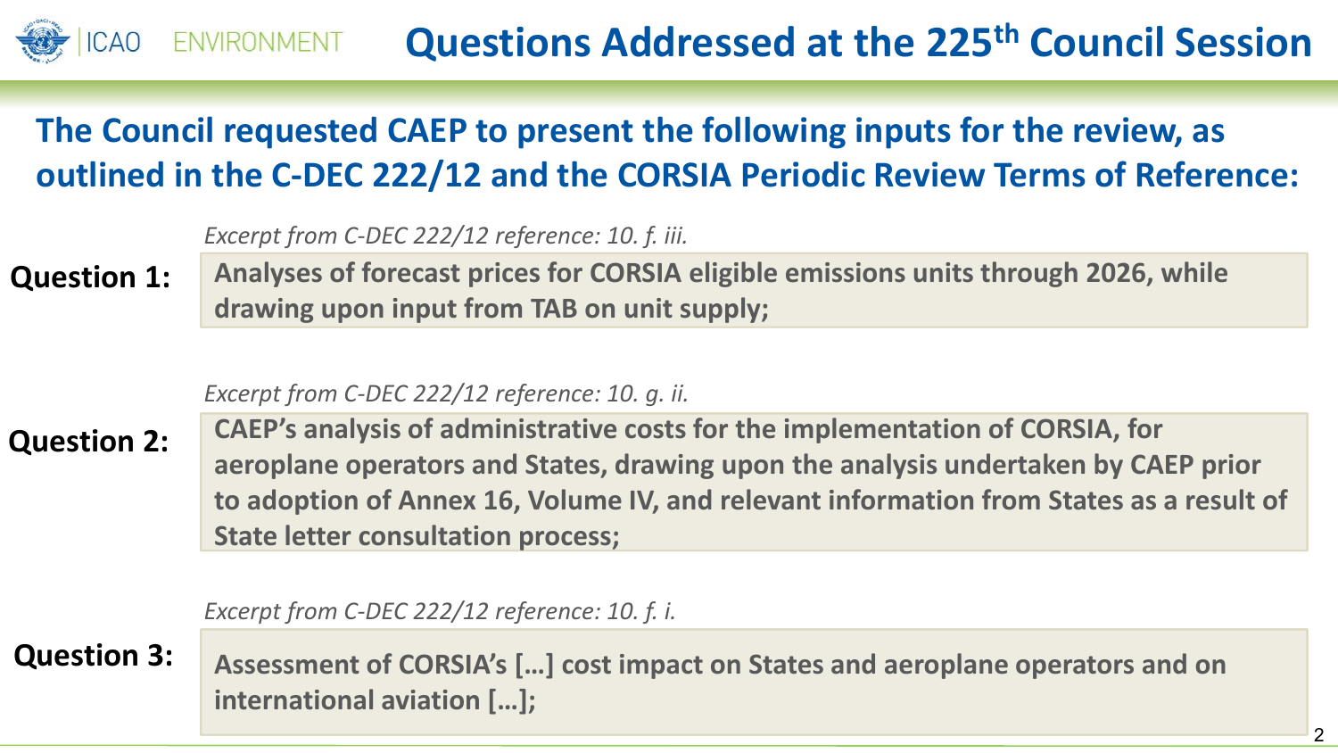# Questions Addressed at the 225th Council Session

## The Council requested CAEP to present the following inputs for the review, as outlined in the C-DEC 222/12 and the CORSIA Periodic Review Terms of Reference:

*Excerpt from C-DEC 222/12 reference: 10. f. iii.*

**Question 1:** **Analyses of forecast prices for CORSIA eligible emissions units through 2026, while drawing upon input from TAB on unit supply;**

*Excerpt from C-DEC 222/12 reference: 10. g. ii.*

**Question 2:** **CAEP's analysis of administrative costs for the implementation of CORSIA, for aeroplane operators and States, drawing upon the analysis undertaken by CAEP prior to adoption of Annex 16, Volume IV, and relevant information from States as a result of State letter consultation process;**

*Excerpt from C-DEC 222/12 reference: 10. f. i.*

**Question 3:** **Assessment of CORSIA's […] cost impact on States and aeroplane operators and on international aviation […];**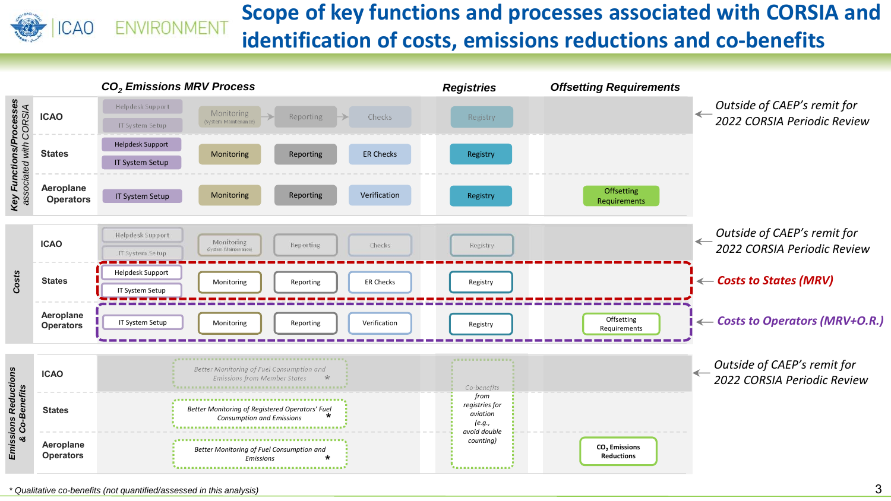# Scope of key functions and processes associated with CORSIA and identification of costs, emissions reductions and co-benefits

**Key Functions/Processes associated with CORSIA**

| | CO$_2$ Emissions MRV Process | | | | Registries | Offsetting Requirements | |
|---|---|---|---|---|---|---|---|
| ICAO | Helpdesk Support; IT System Setup | Monitoring (System Maintenance) | Reporting | Checks | Registry | | Outside of CAEP's remit for 2022 CORSIA Periodic Review |
| States | Helpdesk Support; IT System Setup | Monitoring | Reporting | ER Checks | Registry | | |
| Aeroplane Operators | IT System Setup | Monitoring | Reporting | Verification | Registry | Offsetting Requirements | |

**Costs**

| | CO$_2$ Emissions MRV Process | | | | Registries | Offsetting Requirements | |
|---|---|---|---|---|---|---|---|
| ICAO | Helpdesk Support; IT System Setup | Monitoring (System Maintenance) | Reporting | Checks | Registry | | Outside of CAEP's remit for 2022 CORSIA Periodic Review |
| States | Helpdesk Support; IT System Setup | Monitoring | Reporting | ER Checks | Registry | | *Costs to States (MRV)* |
| Aeroplane Operators | IT System Setup | Monitoring | Reporting | Verification | Registry | Offsetting Requirements | *Costs to Operators (MRV+O.R.)* |

**Emissions Reductions & Co-Benefits**

| | CO$_2$ Emissions MRV Process | Registries | Offsetting Requirements | |
|---|---|---|---|---|
| ICAO | Better Monitoring of Fuel Consumption and Emissions from Member States * | Co-benefits from registries for aviation (e.g., avoid double counting) | | Outside of CAEP's remit for 2022 CORSIA Periodic Review |
| States | Better Monitoring of Registered Operators' Fuel Consumption and Emissions * | | | |
| Aeroplane Operators | Better Monitoring of Fuel Consumption and Emissions * | | CO$_2$ Emissions Reductions | |

*\* Qualitative co-benefits (not quantified/assessed in this analysis)*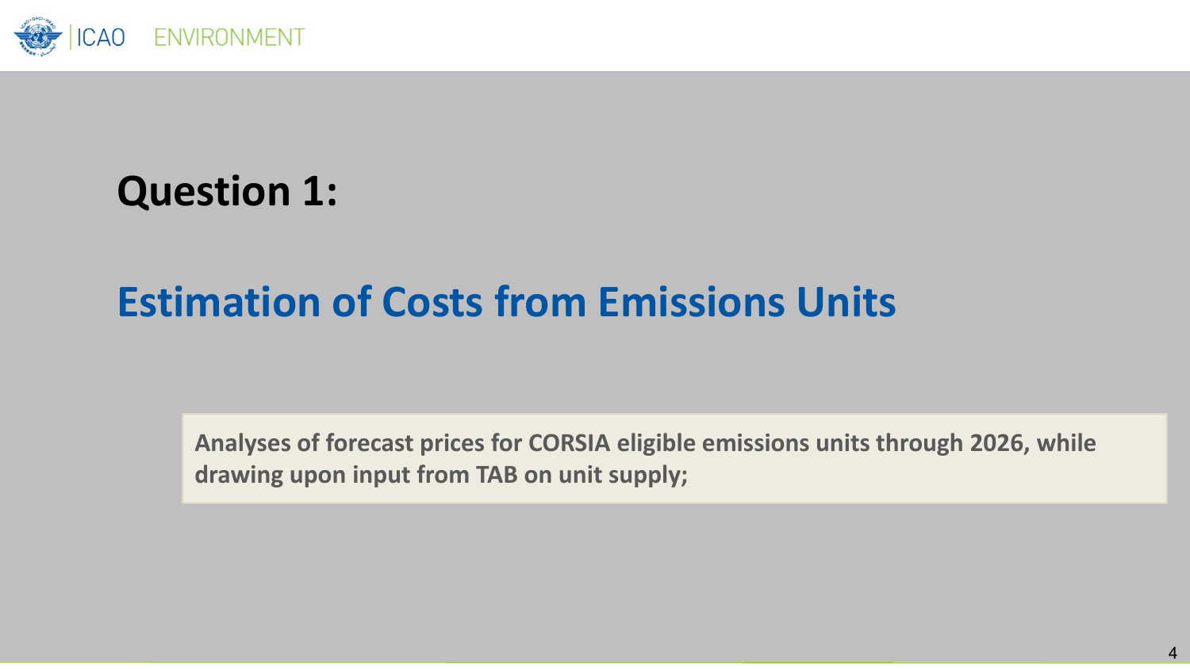## Question 1:

## Estimation of Costs from Emissions Units

**Analyses of forecast prices for CORSIA eligible emissions units through 2026, while drawing upon input from TAB on unit supply;**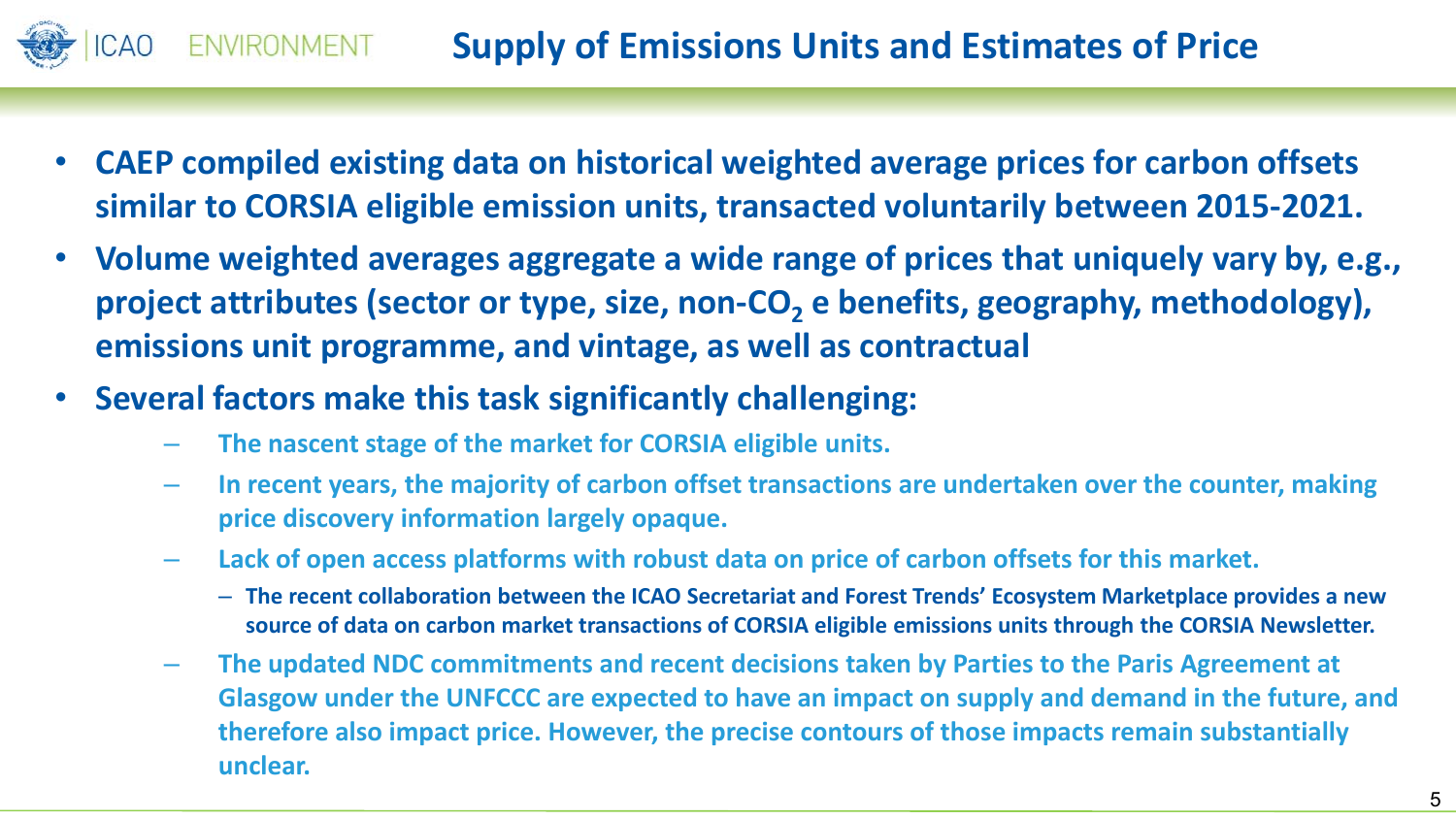# Supply of Emissions Units and Estimates of Price

- **CAEP compiled existing data on historical weighted average prices for carbon offsets similar to CORSIA eligible emission units, transacted voluntarily between 2015-2021.**
- **Volume weighted averages aggregate a wide range of prices that uniquely vary by, e.g., project attributes (sector or type, size, non-$CO_2$ e benefits, geography, methodology), emissions unit programme, and vintage, as well as contractual**
- **Several factors make this task significantly challenging:**
  - **The nascent stage of the market for CORSIA eligible units.**
  - **In recent years, the majority of carbon offset transactions are undertaken over the counter, making price discovery information largely opaque.**
  - **Lack of open access platforms with robust data on price of carbon offsets for this market.**
    - **The recent collaboration between the ICAO Secretariat and Forest Trends' Ecosystem Marketplace provides a new source of data on carbon market transactions of CORSIA eligible emissions units through the CORSIA Newsletter.**
  - **The updated NDC commitments and recent decisions taken by Parties to the Paris Agreement at Glasgow under the UNFCCC are expected to have an impact on supply and demand in the future, and therefore also impact price. However, the precise contours of those impacts remain substantially unclear.**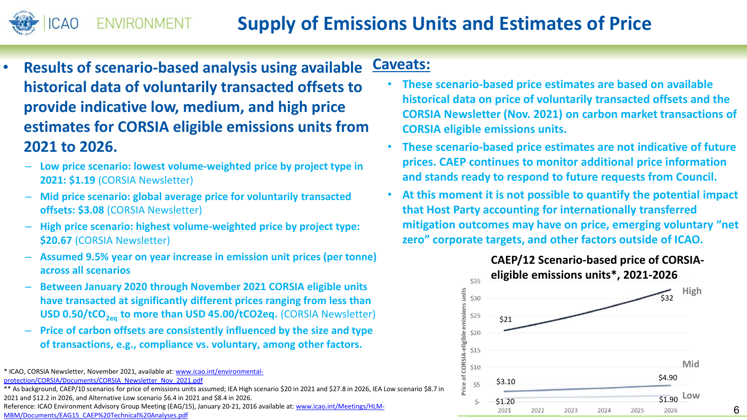# Supply of Emissions Units and Estimates of Price

- **Results of scenario-based analysis using available historical data of voluntarily transacted offsets to provide indicative low, medium, and high price estimates for CORSIA eligible emissions units from 2021 to 2026.**
  - **Low price scenario: lowest volume-weighted price by project type in 2021: $1.19** (CORSIA Newsletter)
  - **Mid price scenario: global average price for voluntarily transacted offsets: $3.08** (CORSIA Newsletter)
  - **High price scenario: highest volume-weighted price by project type: $20.67** (CORSIA Newsletter)
  - **Assumed 9.5% year on year increase in emission unit prices (per tonne) across all scenarios**
  - **Between January 2020 through November 2021 CORSIA eligible units have transacted at significantly different prices ranging from less than USD 0.50/t$CO_{2eq}$ to more than USD 45.00/tCO2eq.** (CORSIA Newsletter)
  - **Price of carbon offsets are consistently influenced by the size and type of transactions, e.g., compliance vs. voluntary, among other factors.**

## Caveats:

- **These scenario-based price estimates are based on available historical data on price of voluntarily transacted offsets and the CORSIA Newsletter (Nov. 2021) on carbon market transactions of CORSIA eligible emissions units.**
- **These scenario-based price estimates are not indicative of future prices. CAEP continues to monitor additional price information and stands ready to respond to future requests from Council.**
- **At this moment it is not possible to quantify the potential impact that Host Party accounting for internationally transferred mitigation outcomes may have on price, emerging voluntary "net zero" corporate targets, and other factors outside of ICAO.**

**CAEP/12 Scenario-based price of CORSIA-eligible emissions units*, 2021-2026**

| Scenario | 2021 | 2026 |
|---|---|---|
| High | $21 | $32 |
| Mid | $3.10 | $4.90 |
| Low | $1.20 | $1.90 |

\* ICAO, CORSIA Newsletter, November 2021, available at: www.icao.int/environmental-protection/CORSIA/Documents/CORSIA_Newsletter_Nov_2021.pdf

\*\* As background, CAEP/10 scenarios for price of emissions units assumed; IEA High scenario $20 in 2021 and $27.8 in 2026, IEA Low scenario $8.7 in 2021 and $12.2 in 2026, and Alternative Low scenario $6.4 in 2021 and $8.4 in 2026.

Reference: ICAO Environment Advisory Group Meeting (EAG/15), January 20-21, 2016 available at: www.icao.int/Meetings/HLM-MBM/Documents/EAG15_CAEP%20Technical%20Analyses.pdf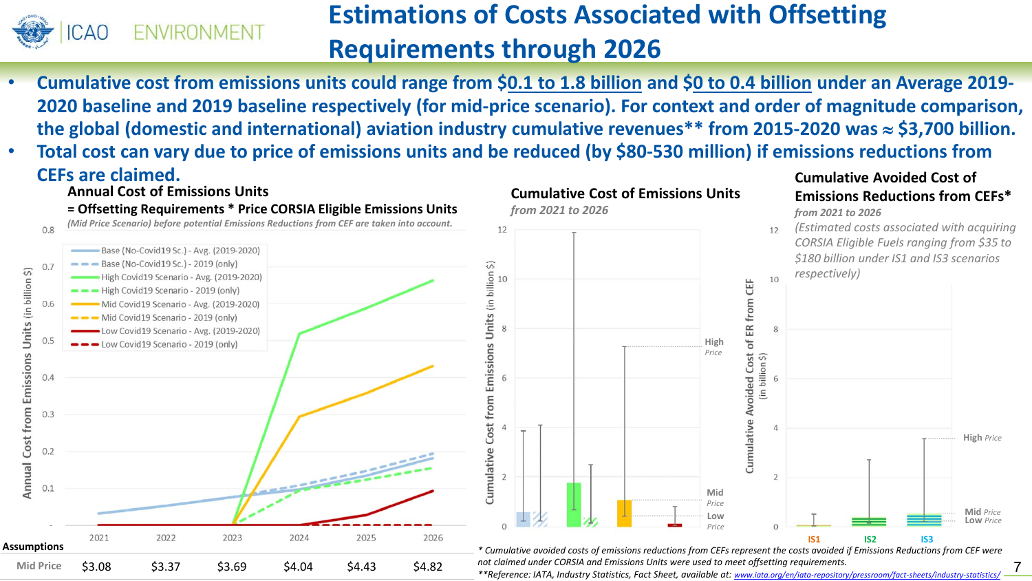# Estimations of Costs Associated with Offsetting Requirements through 2026

- **Cumulative cost from emissions units could range from $0.1 to 1.8 billion and $0 to 0.4 billion under an Average 2019-2020 baseline and 2019 baseline respectively (for mid-price scenario). For context and order of magnitude comparison, the global (domestic and international) aviation industry cumulative revenues** from 2015-2020 was ≈ $3,700 billion.**
- **Total cost can vary due to price of emissions units and be reduced (by $80-530 million) if emissions reductions from CEFs are claimed.**

### Annual Cost of Emissions Units

**= Offsetting Requirements * Price CORSIA Eligible Emissions Units**

*(Mid Price Scenario) before potential Emissions Reductions from CEF are taken into account.*

Annual Cost from Emissions Units (in billion $)

- Base (No-Covid19 Sc.) - Avg. (2019-2020)
- Base (No-Covid19 Sc.) - 2019 (only)
- High Covid19 Scenario - Avg. (2019-2020)
- High Covid19 Scenario - 2019 (only)
- Mid Covid19 Scenario - Avg. (2019-2020)
- Mid Covid19 Scenario - 2019 (only)
- Low Covid19 Scenario - Avg. (2019-2020)
- Low Covid19 Scenario - 2019 (only)

| Assumptions | 2021 | 2022 | 2023 | 2024 | 2025 | 2026 |
|---|---|---|---|---|---|---|
| Mid Price | $3.08 | $3.37 | $3.69 | $4.04 | $4.43 | $4.82 |

### Cumulative Cost of Emissions Units

*from 2021 to 2026*

Cumulative Cost from Emissions Units (in billion $)

High Price · Mid Price · Low Price

### Cumulative Avoided Cost of Emissions Reductions from CEFs*

*from 2021 to 2026*

*(Estimated costs associated with acquiring CORSIA Eligible Fuels ranging from $35 to $180 billion under IS1 and IS3 scenarios respectively)*

Cumulative Avoided Cost of ER from CEF (in billion $)

IS1 · IS2 · IS3 — High Price · Mid Price · Low Price

*\* Cumulative avoided costs of emissions reductions from CEFs represent the costs avoided if Emissions Reductions from CEF were not claimed under CORSIA and Emissions Units were used to meet offsetting requirements.*

*\*\*Reference: IATA, Industry Statistics, Fact Sheet, available at: www.iata.org/en/iata-repository/pressroom/fact-sheets/industry-statistics/*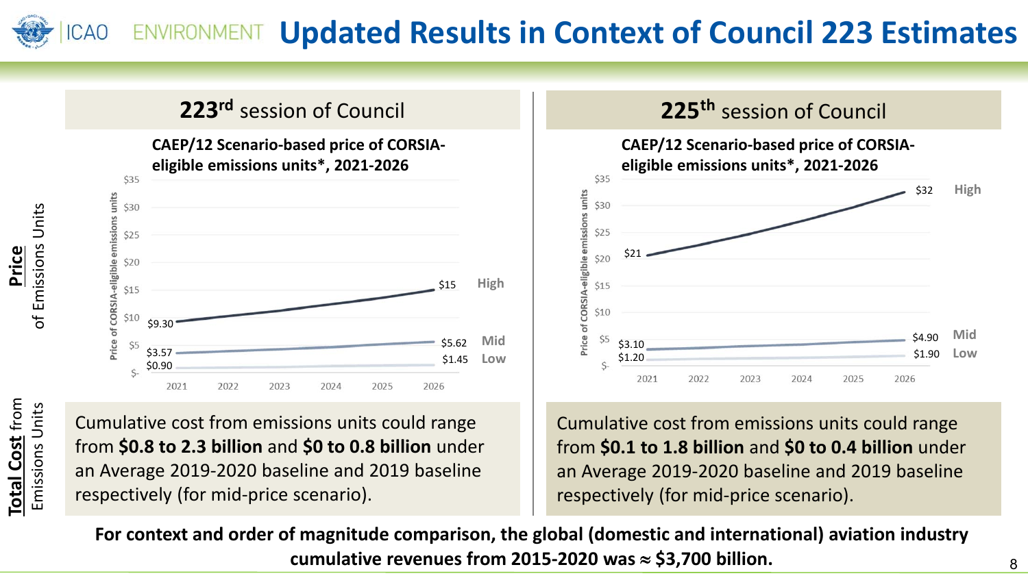# Updated Results in Context of Council 223 Estimates

## Price of Emissions Units

### 223rd session of Council

**CAEP/12 Scenario-based price of CORSIA-eligible emissions units*, 2021-2026**

| Scenario | 2021 | 2026 |
|---|---|---|
| High | $9.30 | $15 |
| Mid | $3.57 | $5.62 |
| Low | $0.90 | $1.45 |

### 225th session of Council

**CAEP/12 Scenario-based price of CORSIA-eligible emissions units*, 2021-2026**

| Scenario | 2021 | 2026 |
|---|---|---|
| High | $21 | $32 |
| Mid | $3.10 | $4.90 |
| Low | $1.20 | $1.90 |

## Total Cost from Emissions Units

**223rd session of Council:** Cumulative cost from emissions units could range from **$0.8 to 2.3 billion** and **$0 to 0.8 billion** under an Average 2019-2020 baseline and 2019 baseline respectively (for mid-price scenario).

**225th session of Council:** Cumulative cost from emissions units could range from **$0.1 to 1.8 billion** and **$0 to 0.4 billion** under an Average 2019-2020 baseline and 2019 baseline respectively (for mid-price scenario).

**For context and order of magnitude comparison, the global (domestic and international) aviation industry cumulative revenues from 2015-2020 was ≈ $3,700 billion.**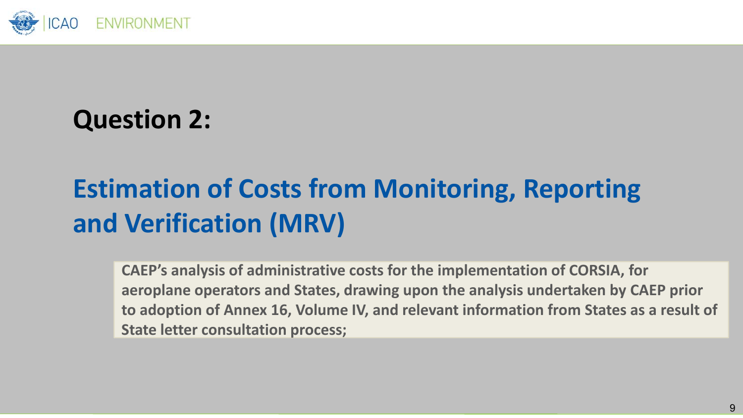## Question 2:

# Estimation of Costs from Monitoring, Reporting and Verification (MRV)

**CAEP's analysis of administrative costs for the implementation of CORSIA, for aeroplane operators and States, drawing upon the analysis undertaken by CAEP prior to adoption of Annex 16, Volume IV, and relevant information from States as a result of State letter consultation process;**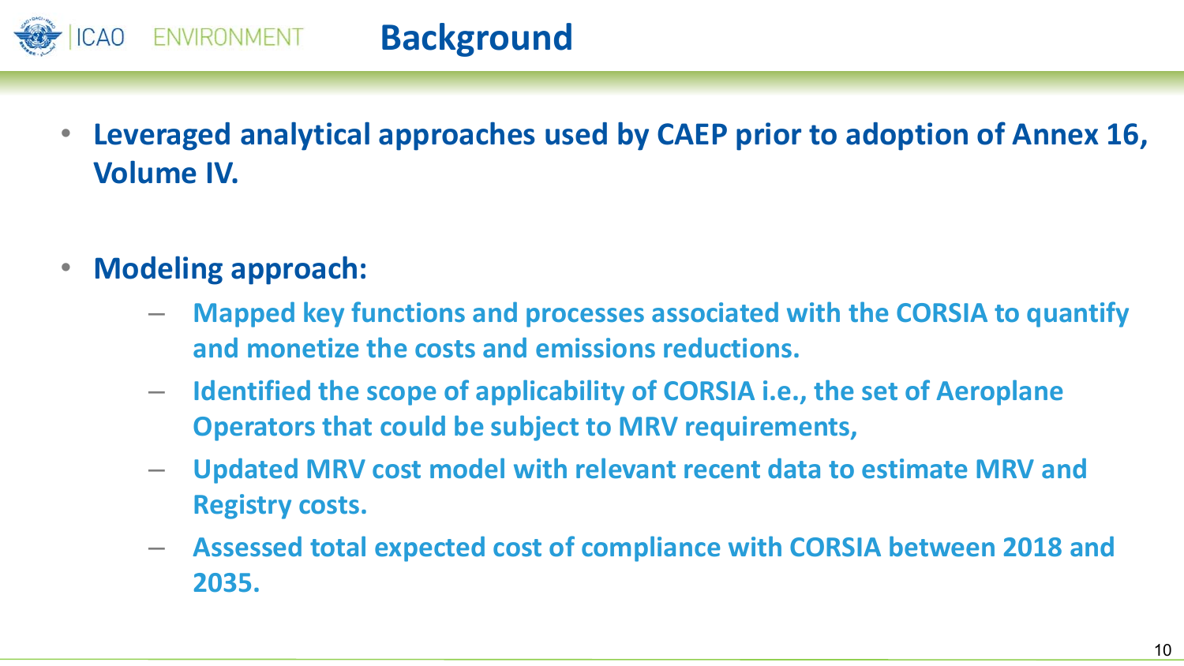# Background

- **Leveraged analytical approaches used by CAEP prior to adoption of Annex 16, Volume IV.**

- **Modeling approach:**
  - **Mapped key functions and processes associated with the CORSIA to quantify and monetize the costs and emissions reductions.**
  - **Identified the scope of applicability of CORSIA i.e., the set of Aeroplane Operators that could be subject to MRV requirements,**
  - **Updated MRV cost model with relevant recent data to estimate MRV and Registry costs.**
  - **Assessed total expected cost of compliance with CORSIA between 2018 and 2035.**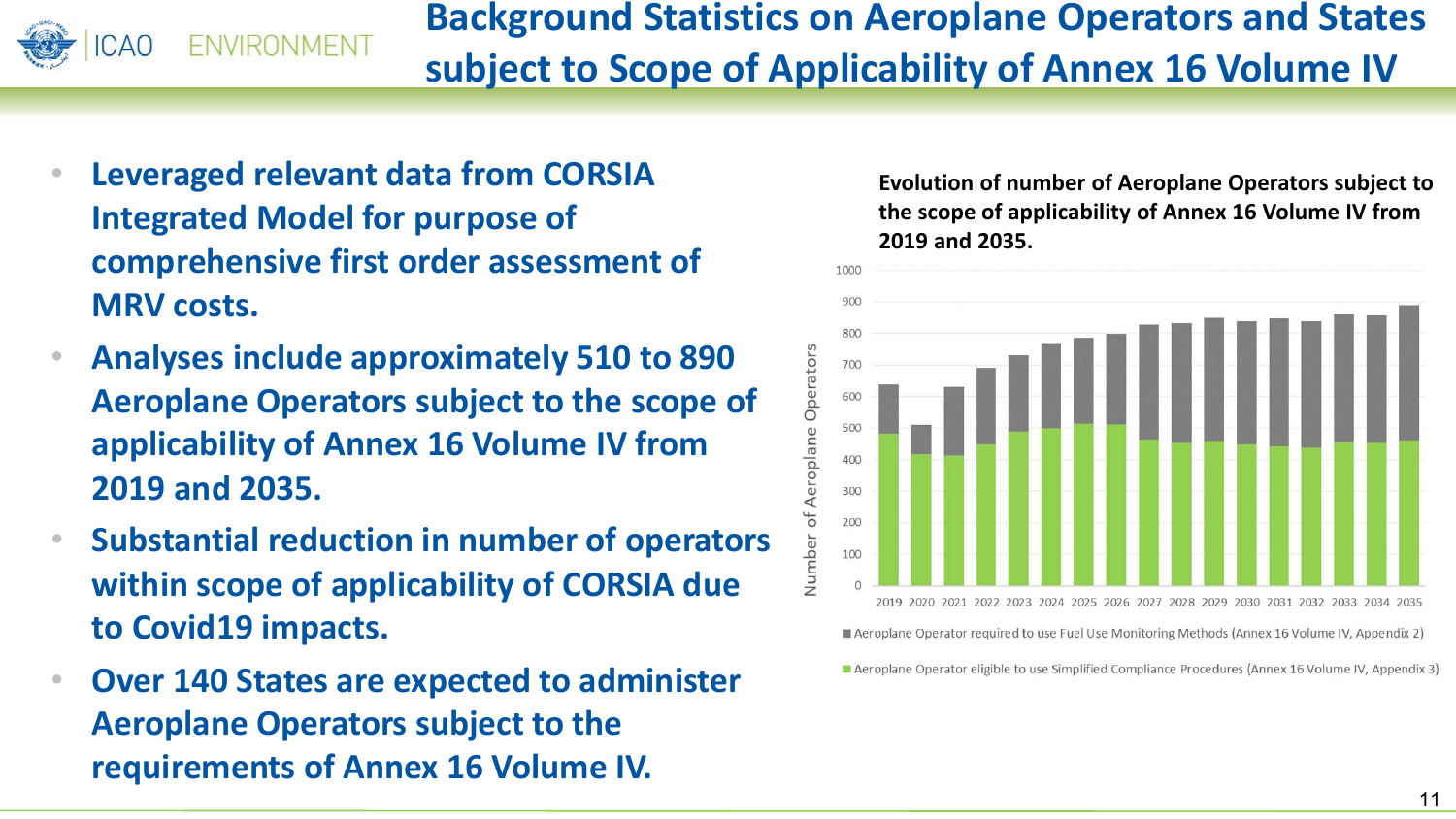# Background Statistics on Aeroplane Operators and States subject to Scope of Applicability of Annex 16 Volume IV

- **Leveraged relevant data from CORSIA Integrated Model for purpose of comprehensive first order assessment of MRV costs.**
- **Analyses include approximately 510 to 890 Aeroplane Operators subject to the scope of applicability of Annex 16 Volume IV from 2019 and 2035.**
- **Substantial reduction in number of operators within scope of applicability of CORSIA due to Covid19 impacts.**
- **Over 140 States are expected to administer Aeroplane Operators subject to the requirements of Annex 16 Volume IV.**

**Evolution of number of Aeroplane Operators subject to the scope of applicability of Annex 16 Volume IV from 2019 and 2035.**

Number of Aeroplane Operators

2019 2020 2021 2022 2023 2024 2025 2026 2027 2028 2029 2030 2031 2032 2033 2034 2035

■ Aeroplane Operator required to use Fuel Use Monitoring Methods (Annex 16 Volume IV, Appendix 2)

■ Aeroplane Operator eligible to use Simplified Compliance Procedures (Annex 16 Volume IV, Appendix 3)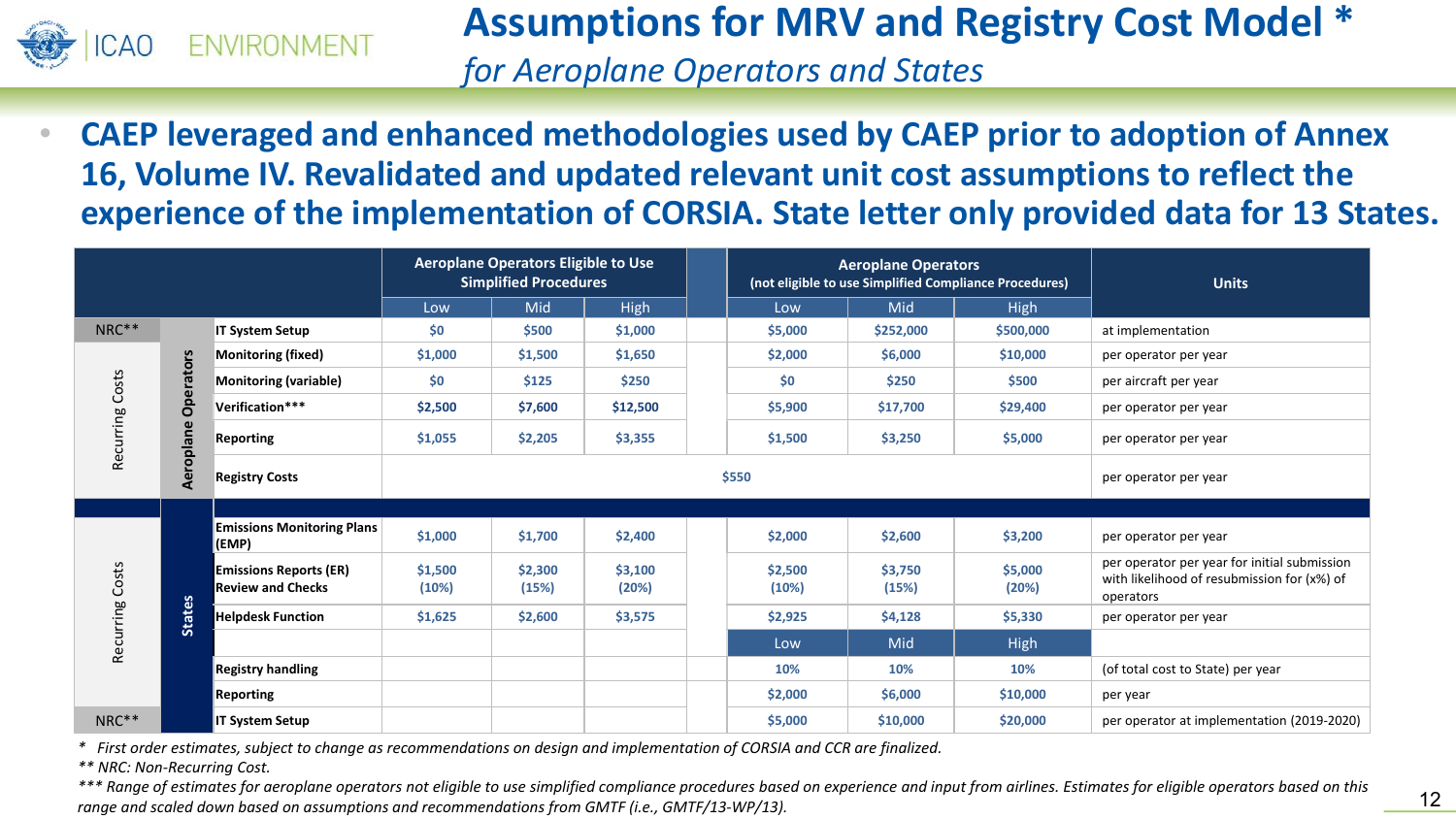# Assumptions for MRV and Registry Cost Model *

## *for Aeroplane Operators and States*

- **CAEP leveraged and enhanced methodologies used by CAEP prior to adoption of Annex 16, Volume IV. Revalidated and updated relevant unit cost assumptions to reflect the experience of the implementation of CORSIA. State letter only provided data for 13 States.**

| | | | Aeroplane Operators Eligible to Use Simplified Procedures | | | | Aeroplane Operators (not eligible to use Simplified Compliance Procedures) | | | Units |
|---|---|---|---|---|---|---|---|---|---|---|
| | | | Low | Mid | High | | Low | Mid | High | |
| NRC** | Aeroplane Operators | IT System Setup | $0 | $500 | $1,000 | | $5,000 | $252,000 | $500,000 | at implementation |
| Recurring Costs | Aeroplane Operators | Monitoring (fixed) | $1,000 | $1,500 | $1,650 | | $2,000 | $6,000 | $10,000 | per operator per year |
| Recurring Costs | Aeroplane Operators | Monitoring (variable) | $0 | $125 | $250 | | $0 | $250 | $500 | per aircraft per year |
| Recurring Costs | Aeroplane Operators | Verification*** | $2,500 | $7,600 | $12,500 | | $5,900 | $17,700 | $29,400 | per operator per year |
| Recurring Costs | Aeroplane Operators | Reporting | $1,055 | $2,205 | $3,355 | | $1,500 | $3,250 | $5,000 | per operator per year |
| Recurring Costs | Aeroplane Operators | Registry Costs | $550 | | | | | | | per operator per year |
| Recurring Costs | States | Emissions Monitoring Plans (EMP) | $1,000 | $1,700 | $2,400 | | $2,000 | $2,600 | $3,200 | per operator per year |
| Recurring Costs | States | Emissions Reports (ER) Review and Checks | $1,500 (10%) | $2,300 (15%) | $3,100 (20%) | | $2,500 (10%) | $3,750 (15%) | $5,000 (20%) | per operator per year for initial submission with likelihood of resubmission for (x%) of operators |
| Recurring Costs | States | Helpdesk Function | $1,625 | $2,600 | $3,575 | | $2,925 | $4,128 | $5,330 | per operator per year |
| | States | | | | | | Low | Mid | High | |
| Recurring Costs | States | Registry handling | | | | | 10% | 10% | 10% | (of total cost to State) per year |
| Recurring Costs | States | Reporting | | | | | $2,000 | $6,000 | $10,000 | per year |
| NRC** | States | IT System Setup | | | | | $5,000 | $10,000 | $20,000 | per operator at implementation (2019-2020) |

*\* First order estimates, subject to change as recommendations on design and implementation of CORSIA and CCR are finalized.*

*\*\* NRC: Non-Recurring Cost.*

*\*\*\* Range of estimates for aeroplane operators not eligible to use simplified compliance procedures based on experience and input from airlines. Estimates for eligible operators based on this range and scaled down based on assumptions and recommendations from GMTF (i.e., GMTF/13-WP/13).*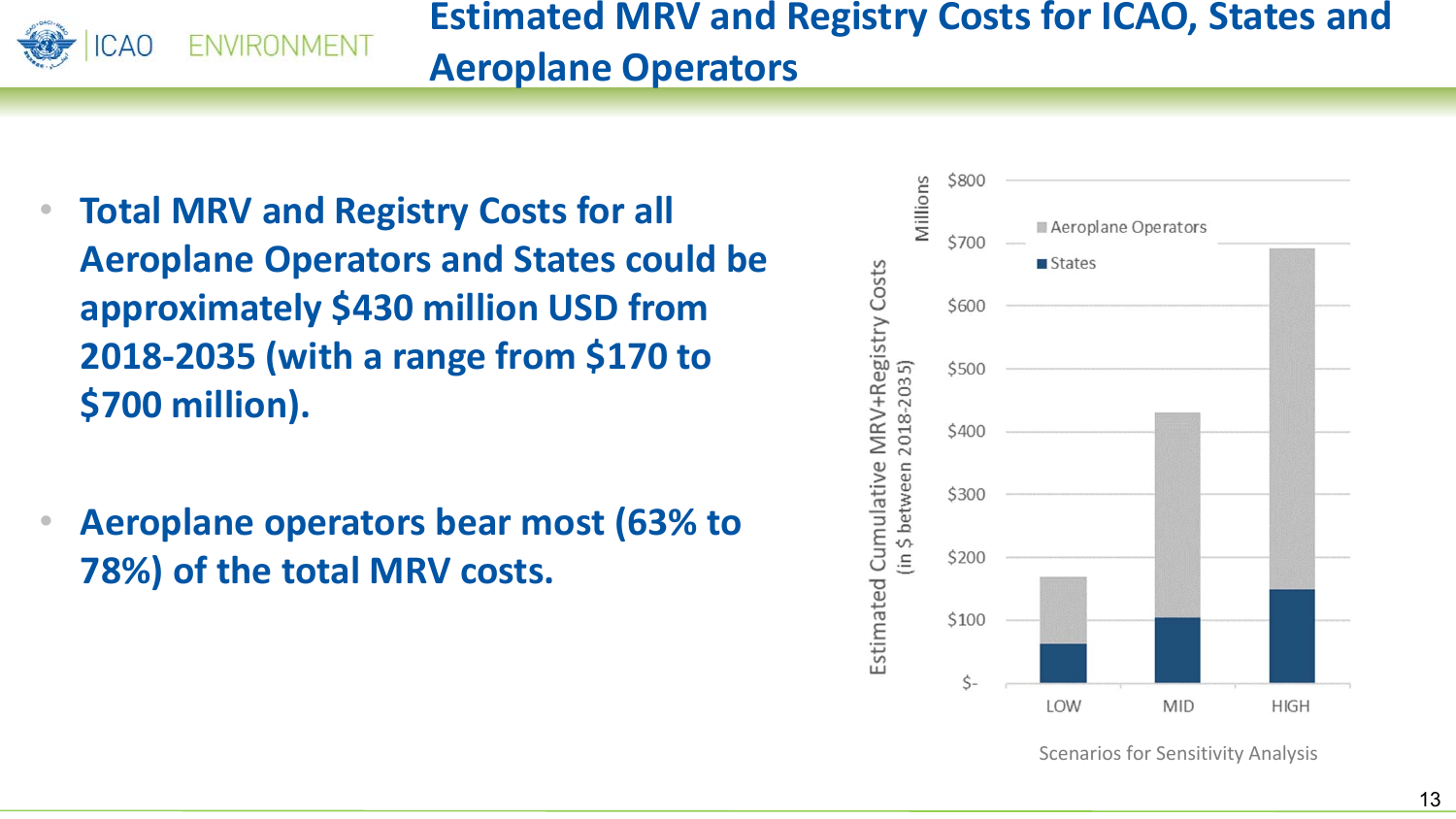# Estimated MRV and Registry Costs for ICAO, States and Aeroplane Operators

- **Total MRV and Registry Costs for all Aeroplane Operators and States could be approximately $430 million USD from 2018-2035 (with a range from $170 to $700 million).**
- **Aeroplane operators bear most (63% to 78%) of the total MRV costs.**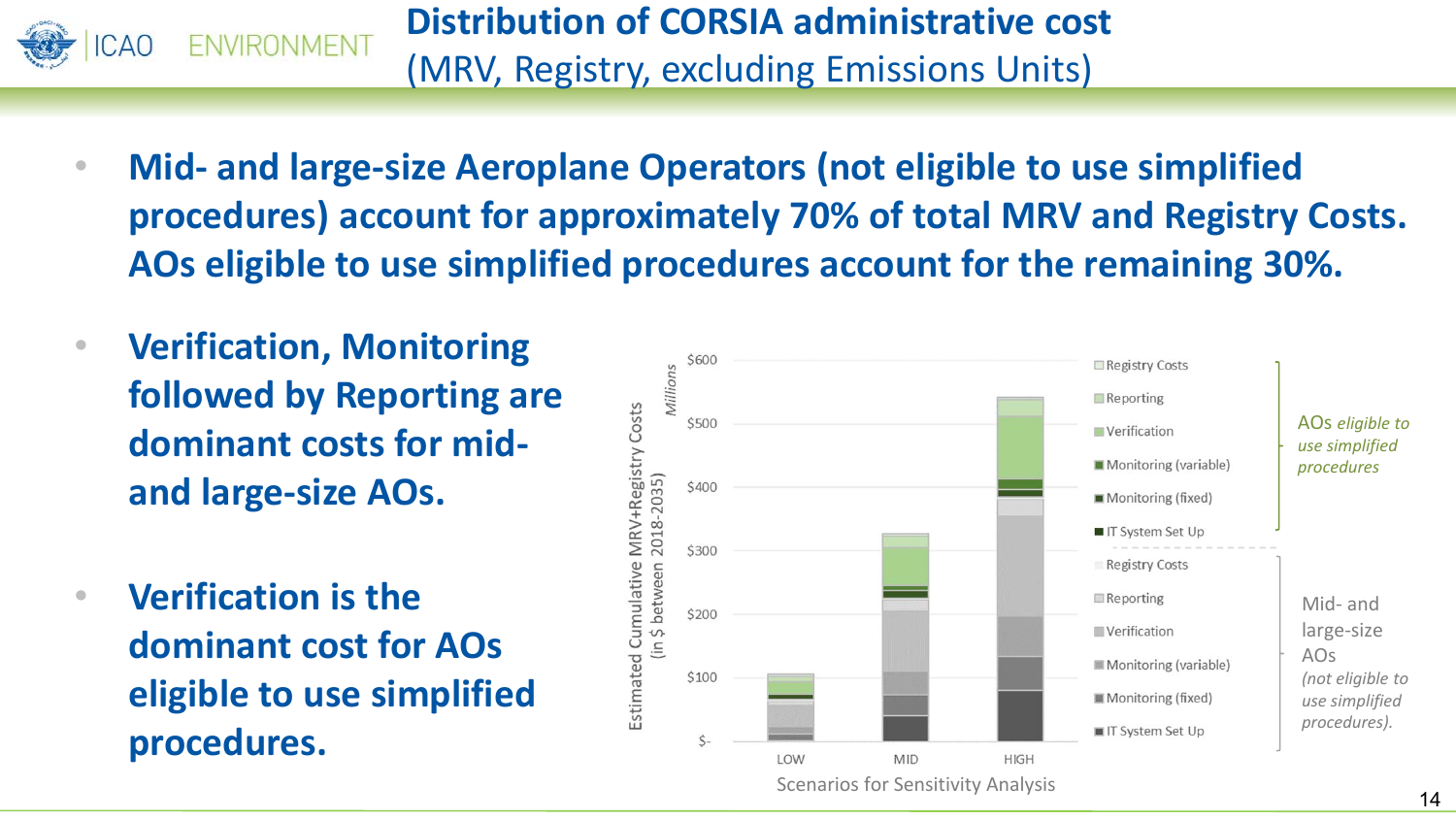# Distribution of CORSIA administrative cost (MRV, Registry, excluding Emissions Units)

- **Mid- and large-size Aeroplane Operators (not eligible to use simplified procedures) account for approximately 70% of total MRV and Registry Costs. AOs eligible to use simplified procedures account for the remaining 30%.**

- **Verification, Monitoring followed by Reporting are dominant costs for mid- and large-size AOs.**

- **Verification is the dominant cost for AOs eligible to use simplified procedures.**

Estimated Cumulative MRV+Registry Costs (in $ between 2018-2035) *Millions*

$600, $500, $400, $300, $200, $100, $-

LOW | MID | HIGH

Scenarios for Sensitivity Analysis

*AOs eligible to use simplified procedures*:
- Registry Costs
- Reporting
- Verification
- Monitoring (variable)
- Monitoring (fixed)
- IT System Set Up

Mid- and large-size AOs *(not eligible to use simplified procedures).*:
- Registry Costs
- Reporting
- Verification
- Monitoring (variable)
- Monitoring (fixed)
- IT System Set Up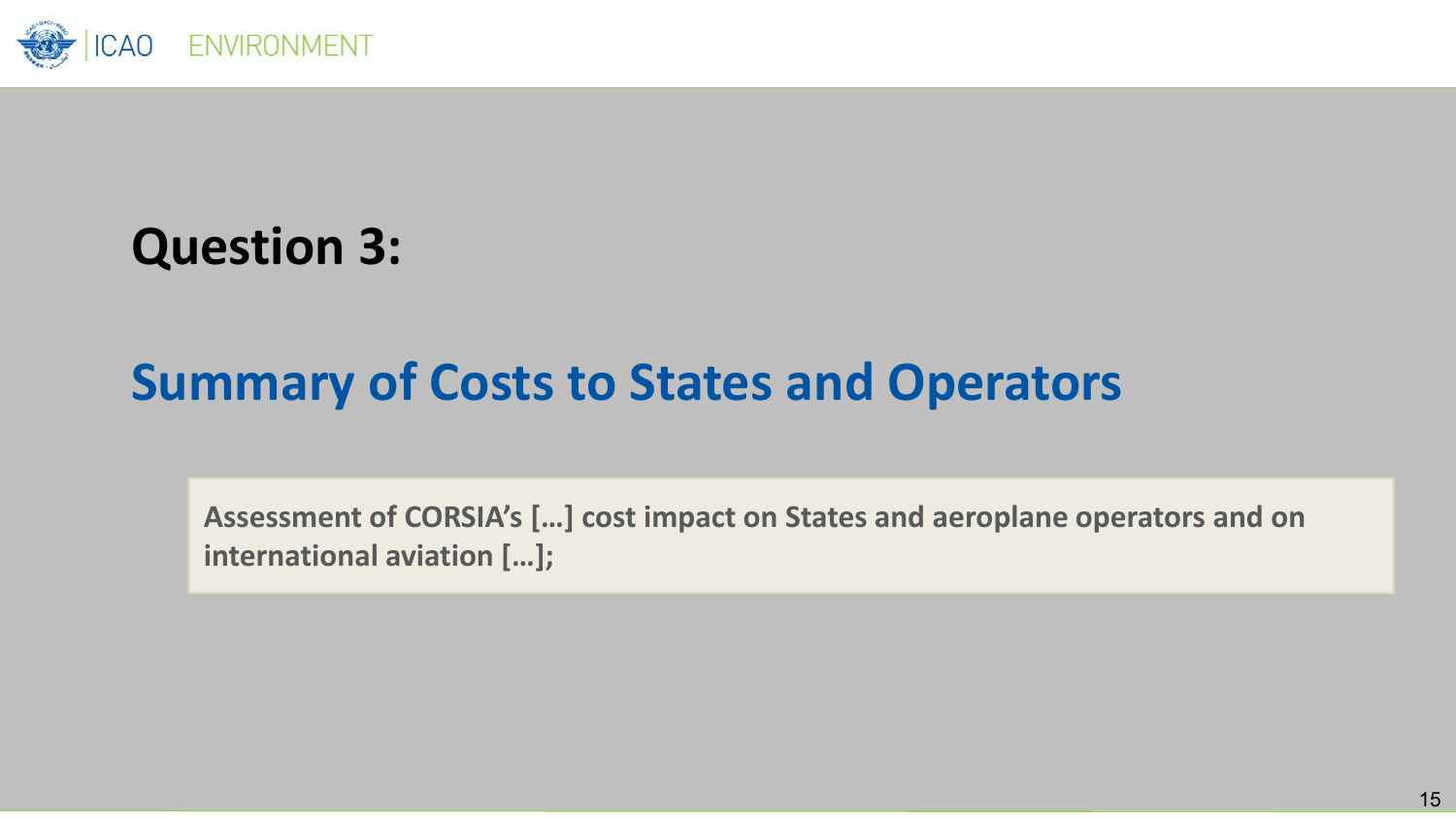# Question 3:

## Summary of Costs to States and Operators

**Assessment of CORSIA's […] cost impact on States and aeroplane operators and on international aviation […];**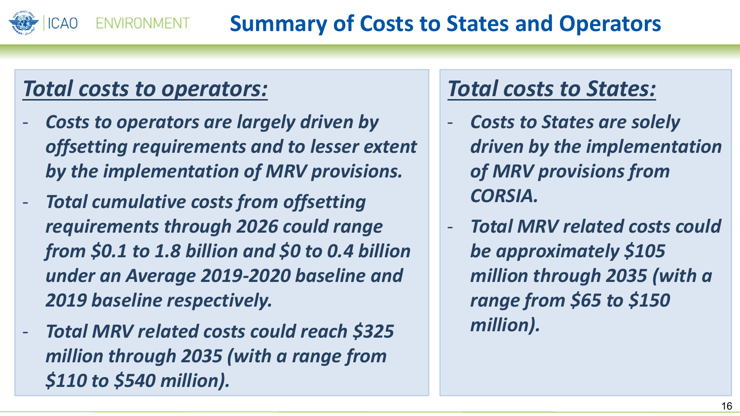# Summary of Costs to States and Operators

## *Total costs to operators:*

- ***Costs to operators are largely driven by offsetting requirements and to lesser extent by the implementation of MRV provisions.***
- ***Total cumulative costs from offsetting requirements through 2026 could range from $0.1 to 1.8 billion and $0 to 0.4 billion under an Average 2019-2020 baseline and 2019 baseline respectively.***
- ***Total MRV related costs could reach $325 million through 2035 (with a range from $110 to $540 million).***

## *Total costs to States:*

- ***Costs to States are solely driven by the implementation of MRV provisions from CORSIA.***
- ***Total MRV related costs could be approximately $105 million through 2035 (with a range from $65 to $150 million).***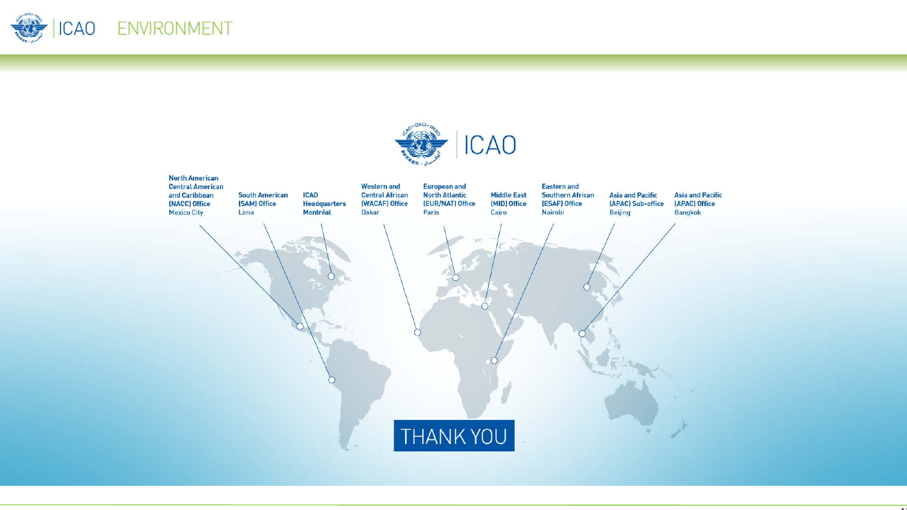ICAO

North American Central American and Caribbean (NACC) Office
Mexico City

South American (SAM) Office
Lima

ICAO Headquarters
Montréal

Western and Central African (WACAF) Office
Dakar

European and North Atlantic (EUR/NAT) Office
Paris

Middle East (MID) Office
Cairo

Eastern and Southern African (ESAF) Office
Nairobi

Asia and Pacific (APAC) Sub-office
Beijing

Asia and Pacific (APAC) Office
Bangkok

THANK YOU